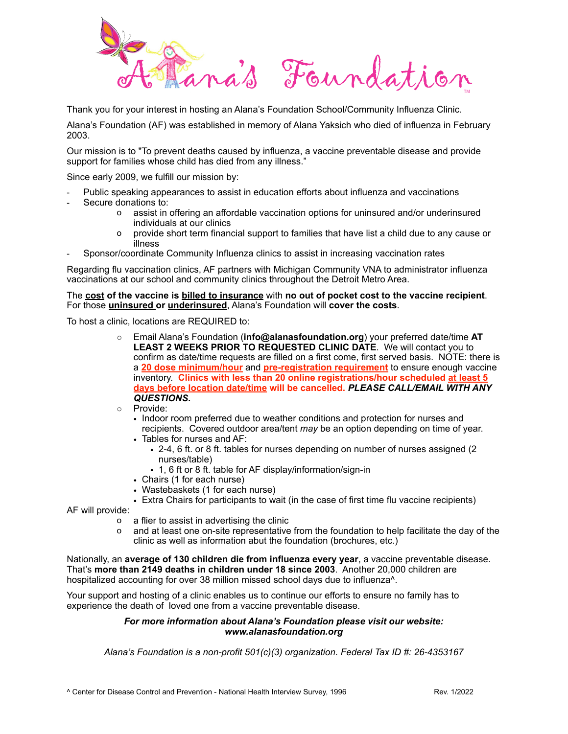# Alana's Foundation

Thank you for your interest in hosting an Alana's Foundation School/Community Influenza Clinic.

Alana's Foundation (AF) was established in memory of Alana Yaksich who died of influenza in February 2003.

Our mission is to "To prevent deaths caused by influenza, a vaccine preventable disease and provide support for families whose child has died from any illness."

Since early 2009, we fulfill our mission by:

- Public speaking appearances to assist in education efforts about influenza and vaccinations
- Secure donations to:
  - assist in offering an affordable vaccination options for uninsured and/or underinsured individuals at our clinics
  - provide short term financial support to families that have list a child due to any cause or illness
- Sponsor/coordinate Community Influenza clinics to assist in increasing vaccination rates

Regarding flu vaccination clinics, AF partners with Michigan Community VNA to administrator influenza vaccinations at our school and community clinics throughout the Detroit Metro Area.

The **<u>cost</u> of the vaccine is <u>billed to insurance</u>** with **no out of pocket cost to the vaccine recipient**. For those **<u>uninsured</u> or <u>underinsured</u>**, Alana's Foundation will **cover the costs**.

To host a clinic, locations are REQUIRED to:

- Email Alana's Foundation (**info@alanasfoundation.org**) your preferred date/time **AT LEAST 2 WEEKS PRIOR TO REQUESTED CLINIC DATE**. We will contact you to confirm as date/time requests are filled on a first come, first served basis. NOTE: there is a **<u>20 dose minimum/hour</u>** and **<u>pre-registration requirement</u>** to ensure enough vaccine inventory. **Clinics with less than 20 online registrations/hour scheduled <u>at least 5 days before location date/time</u> will be cancelled.** ***PLEASE CALL/EMAIL WITH ANY QUESTIONS.***
- Provide:
  - Indoor room preferred due to weather conditions and protection for nurses and recipients. Covered outdoor area/tent *may* be an option depending on time of year.
  - Tables for nurses and AF:
    - 2-4, 6 ft. or 8 ft. tables for nurses depending on number of nurses assigned (2 nurses/table)
    - 1, 6 ft or 8 ft. table for AF display/information/sign-in
  - Chairs (1 for each nurse)
  - Wastebaskets (1 for each nurse)
  - Extra Chairs for participants to wait (in the case of first time flu vaccine recipients)

AF will provide:

- a flier to assist in advertising the clinic
- and at least one on-site representative from the foundation to help facilitate the day of the clinic as well as information abut the foundation (brochures, etc.)

Nationally, an **average of 130 children die from influenza every year**, a vaccine preventable disease. That's **more than 2149 deaths in children under 18 since 2003**. Another 20,000 children are hospitalized accounting for over 38 million missed school days due to influenza^.

Your support and hosting of a clinic enables us to continue our efforts to ensure no family has to experience the death of loved one from a vaccine preventable disease.

***For more information about Alana's Foundation please visit our website: www.alanasfoundation.org***

*Alana's Foundation is a non-profit 501(c)(3) organization. Federal Tax ID #: 26-4353167*

^ Center for Disease Control and Prevention - National Health Interview Survey, 1996

Rev. 1/2022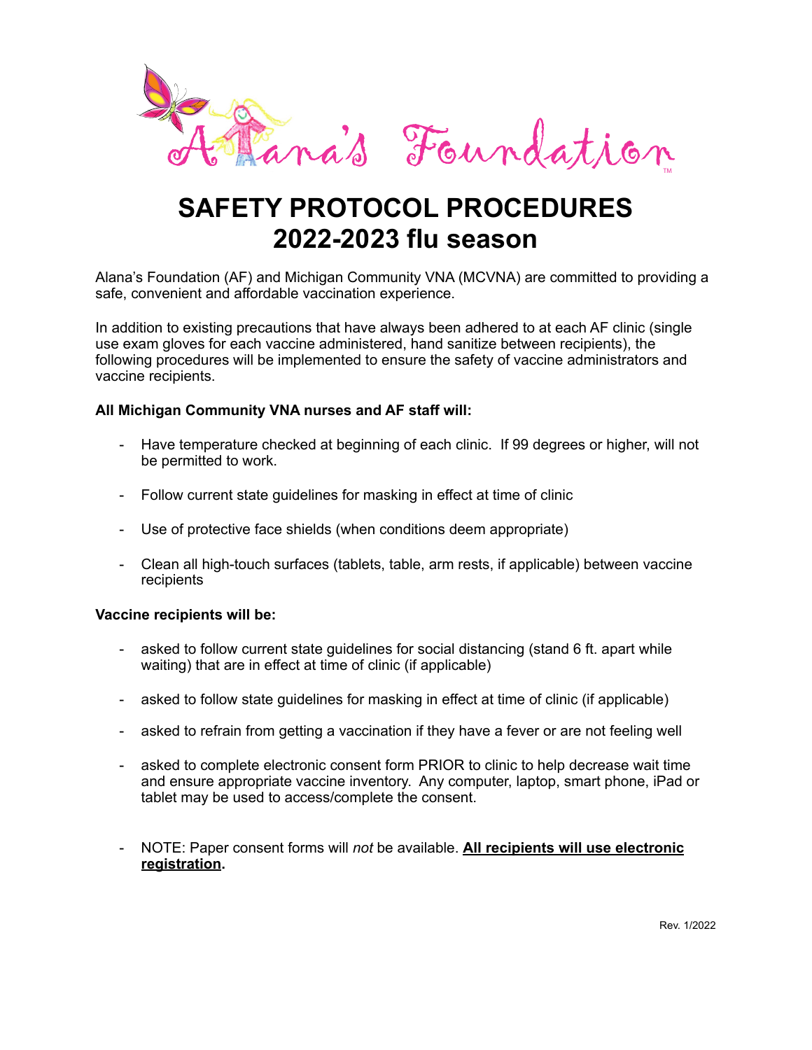Alana's Foundation™

# SAFETY PROTOCOL PROCEDURES
# 2022-2023 flu season

Alana's Foundation (AF) and Michigan Community VNA (MCVNA) are committed to providing a safe, convenient and affordable vaccination experience.

In addition to existing precautions that have always been adhered to at each AF clinic (single use exam gloves for each vaccine administered, hand sanitize between recipients), the following procedures will be implemented to ensure the safety of vaccine administrators and vaccine recipients.

**All Michigan Community VNA nurses and AF staff will:**

- Have temperature checked at beginning of each clinic. If 99 degrees or higher, will not be permitted to work.
- Follow current state guidelines for masking in effect at time of clinic
- Use of protective face shields (when conditions deem appropriate)
- Clean all high-touch surfaces (tablets, table, arm rests, if applicable) between vaccine recipients

**Vaccine recipients will be:**

- asked to follow current state guidelines for social distancing (stand 6 ft. apart while waiting) that are in effect at time of clinic (if applicable)
- asked to follow state guidelines for masking in effect at time of clinic (if applicable)
- asked to refrain from getting a vaccination if they have a fever or are not feeling well
- asked to complete electronic consent form PRIOR to clinic to help decrease wait time and ensure appropriate vaccine inventory. Any computer, laptop, smart phone, iPad or tablet may be used to access/complete the consent.
- NOTE: Paper consent forms will *not* be available. **All recipients will use electronic registration.**

Rev. 1/2022